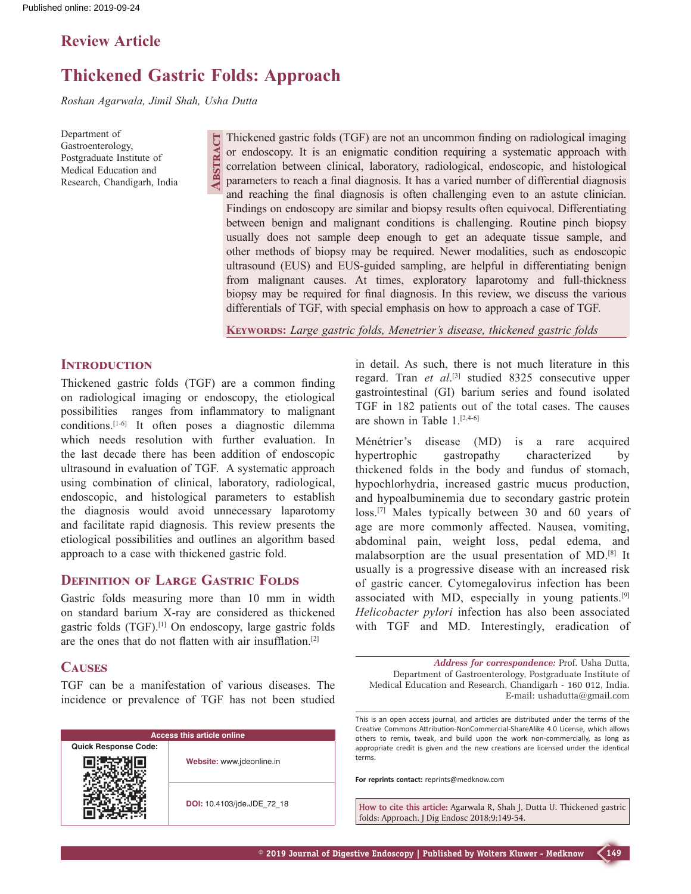Review Article

# Thickened Gastric Folds: Approach

*Roshan Agarwala, Jimil Shah, Usha Dutta*

Department of Gastroenterology, Postgraduate Institute of Medical Education and Research, Chandigarh, India

**Abstract**

Thickened gastric folds (TGF) are not an uncommon finding on radiological imaging or endoscopy. It is an enigmatic condition requiring a systematic approach with correlation between clinical, laboratory, radiological, endoscopic, and histological parameters to reach a final diagnosis. It has a varied number of differential diagnosis and reaching the final diagnosis is often challenging even to an astute clinician. Findings on endoscopy are similar and biopsy results often equivocal. Differentiating between benign and malignant conditions is challenging. Routine pinch biopsy usually does not sample deep enough to get an adequate tissue sample, and other methods of biopsy may be required. Newer modalities, such as endoscopic ultrasound (EUS) and EUS‑guided sampling, are helpful in differentiating benign from malignant causes. At times, exploratory laparotomy and full‑thickness biopsy may be required for final diagnosis. In this review, we discuss the various differentials of TGF, with special emphasis on how to approach a case of TGF.

**Keywords:** *Large gastric folds, Menetrier's disease, thickened gastric folds*

## Introduction

Thickened gastric folds (TGF) are a common finding on radiological imaging or endoscopy, the etiological possibilities ranges from inflammatory to malignant conditions.[1-6] It often poses a diagnostic dilemma which needs resolution with further evaluation. In the last decade there has been addition of endoscopic ultrasound in evaluation of TGF. A systematic approach using combination of clinical, laboratory, radiological, endoscopic, and histological parameters to establish the diagnosis would avoid unnecessary laparotomy and facilitate rapid diagnosis. This review presents the etiological possibilities and outlines an algorithm based approach to a case with thickened gastric fold.

## Definition of Large Gastric Folds

Gastric folds measuring more than 10 mm in width on standard barium X‑ray are considered as thickened gastric folds (TGF).[1] On endoscopy, large gastric folds are the ones that do not flatten with air insufflation.[2]

## Causes

TGF can be a manifestation of various diseases. The incidence or prevalence of TGF has not been studied in detail. As such, there is not much literature in this regard. Tran *et al*.[3] studied 8325 consecutive upper gastrointestinal (GI) barium series and found isolated TGF in 182 patients out of the total cases. The causes are shown in Table 1.[2,4-6]

Ménétrier's disease (MD) is a rare acquired hypertrophic gastropathy characterized by thickened folds in the body and fundus of stomach, hypochlorhydria, increased gastric mucus production, and hypoalbuminemia due to secondary gastric protein loss.[7] Males typically between 30 and 60 years of age are more commonly affected. Nausea, vomiting, abdominal pain, weight loss, pedal edema, and malabsorption are the usual presentation of MD.[8] It usually is a progressive disease with an increased risk of gastric cancer. Cytomegalovirus infection has been associated with MD, especially in young patients.[9] *Helicobacter pylori* infection has also been associated with TGF and MD. Interestingly, eradication of

***Address for correspondence:*** Prof. Usha Dutta, Department of Gastroenterology, Postgraduate Institute of Medical Education and Research, Chandigarh ‑ 160 012, India. E‑mail: ushadutta@gmail.com

Access this article online

Website: www.jdeonline.in

DOI: 10.4103/jde.JDE_72_18

This is an open access journal, and articles are distributed under the terms of the Creative Commons Attribution‑NonCommercial‑ShareAlike 4.0 License, which allows others to remix, tweak, and build upon the work non‑commercially, as long as appropriate credit is given and the new creations are licensed under the identical terms.

For reprints contact: reprints@medknow.com

**How to cite this article:** Agarwala R, Shah J, Dutta U. Thickened gastric folds: Approach. J Dig Endosc 2018;9:149-54.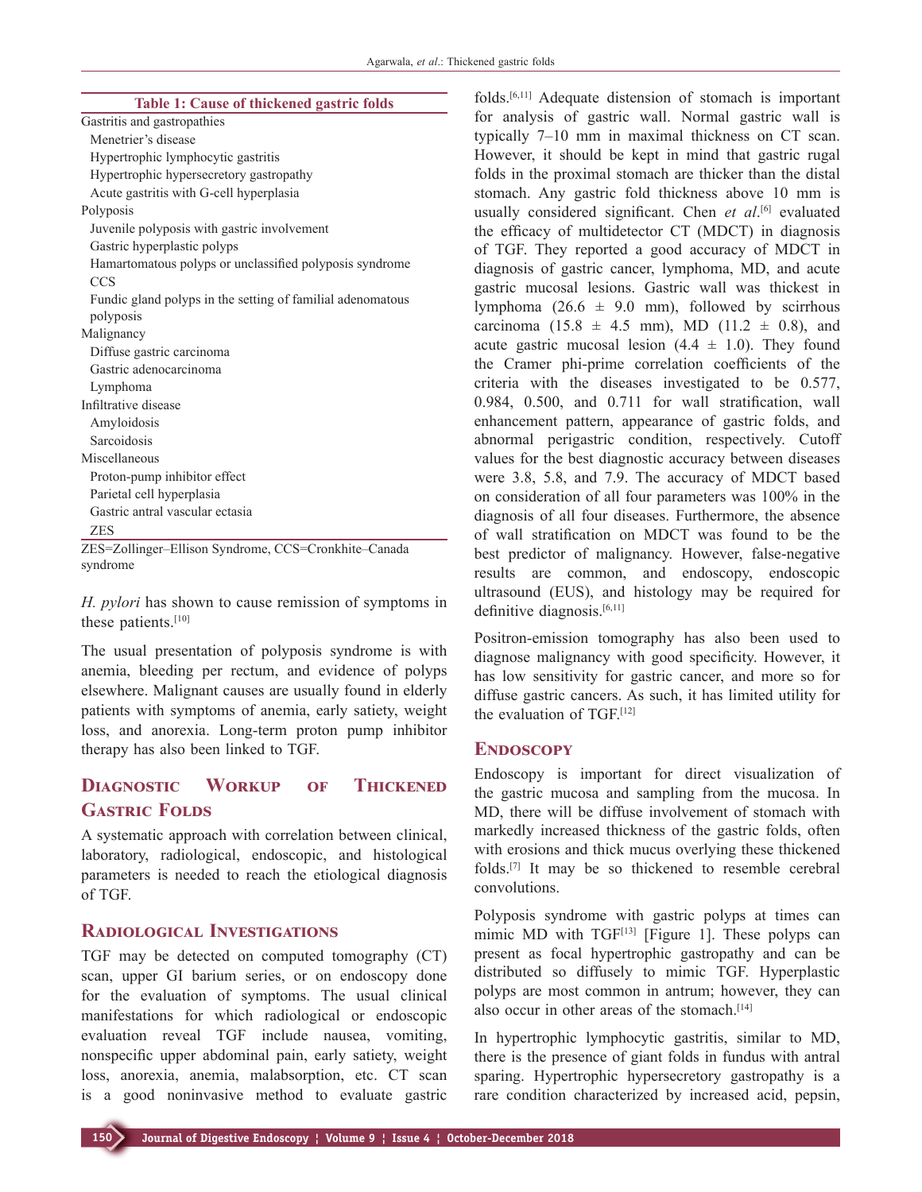**Table 1: Cause of thickened gastric folds**

| Cause |
|---|
| Gastritis and gastropathies |
| Menetrier's disease |
| Hypertrophic lymphocytic gastritis |
| Hypertrophic hypersecretory gastropathy |
| Acute gastritis with G-cell hyperplasia |
| Polyposis |
| Juvenile polyposis with gastric involvement |
| Gastric hyperplastic polyps |
| Hamartomatous polyps or unclassified polyposis syndrome |
| CCS |
| Fundic gland polyps in the setting of familial adenomatous polyposis |
| Malignancy |
| Diffuse gastric carcinoma |
| Gastric adenocarcinoma |
| Lymphoma |
| Infiltrative disease |
| Amyloidosis |
| Sarcoidosis |
| Miscellaneous |
| Proton-pump inhibitor effect |
| Parietal cell hyperplasia |
| Gastric antral vascular ectasia |
| ZES |

ZES=Zollinger–Ellison Syndrome, CCS=Cronkhite–Canada syndrome

*H. pylori* has shown to cause remission of symptoms in these patients.[10]

The usual presentation of polyposis syndrome is with anemia, bleeding per rectum, and evidence of polyps elsewhere. Malignant causes are usually found in elderly patients with symptoms of anemia, early satiety, weight loss, and anorexia. Long-term proton pump inhibitor therapy has also been linked to TGF.

## Diagnostic Workup of Thickened Gastric Folds

A systematic approach with correlation between clinical, laboratory, radiological, endoscopic, and histological parameters is needed to reach the etiological diagnosis of TGF.

## Radiological Investigations

TGF may be detected on computed tomography (CT) scan, upper GI barium series, or on endoscopy done for the evaluation of symptoms. The usual clinical manifestations for which radiological or endoscopic evaluation reveal TGF include nausea, vomiting, nonspecific upper abdominal pain, early satiety, weight loss, anorexia, anemia, malabsorption, etc. CT scan is a good noninvasive method to evaluate gastric folds.[6,11] Adequate distension of stomach is important for analysis of gastric wall. Normal gastric wall is typically 7–10 mm in maximal thickness on CT scan. However, it should be kept in mind that gastric rugal folds in the proximal stomach are thicker than the distal stomach. Any gastric fold thickness above 10 mm is usually considered significant. Chen *et al*.[6] evaluated the efficacy of multidetector CT (MDCT) in diagnosis of TGF. They reported a good accuracy of MDCT in diagnosis of gastric cancer, lymphoma, MD, and acute gastric mucosal lesions. Gastric wall was thickest in lymphoma (26.6 ± 9.0 mm), followed by scirrhous carcinoma (15.8 ± 4.5 mm), MD (11.2 ± 0.8), and acute gastric mucosal lesion (4.4 ± 1.0). They found the Cramer phi-prime correlation coefficients of the criteria with the diseases investigated to be 0.577, 0.984, 0.500, and 0.711 for wall stratification, wall enhancement pattern, appearance of gastric folds, and abnormal perigastric condition, respectively. Cutoff values for the best diagnostic accuracy between diseases were 3.8, 5.8, and 7.9. The accuracy of MDCT based on consideration of all four parameters was 100% in the diagnosis of all four diseases. Furthermore, the absence of wall stratification on MDCT was found to be the best predictor of malignancy. However, false-negative results are common, and endoscopy, endoscopic ultrasound (EUS), and histology may be required for definitive diagnosis.[6,11]

Positron-emission tomography has also been used to diagnose malignancy with good specificity. However, it has low sensitivity for gastric cancer, and more so for diffuse gastric cancers. As such, it has limited utility for the evaluation of TGF.[12]

## Endoscopy

Endoscopy is important for direct visualization of the gastric mucosa and sampling from the mucosa. In MD, there will be diffuse involvement of stomach with markedly increased thickness of the gastric folds, often with erosions and thick mucus overlying these thickened folds.[7] It may be so thickened to resemble cerebral convolutions.

Polyposis syndrome with gastric polyps at times can mimic MD with TGF[13] [Figure 1]. These polyps can present as focal hypertrophic gastropathy and can be distributed so diffusely to mimic TGF. Hyperplastic polyps are most common in antrum; however, they can also occur in other areas of the stomach.[14]

In hypertrophic lymphocytic gastritis, similar to MD, there is the presence of giant folds in fundus with antral sparing. Hypertrophic hypersecretory gastropathy is a rare condition characterized by increased acid, pepsin,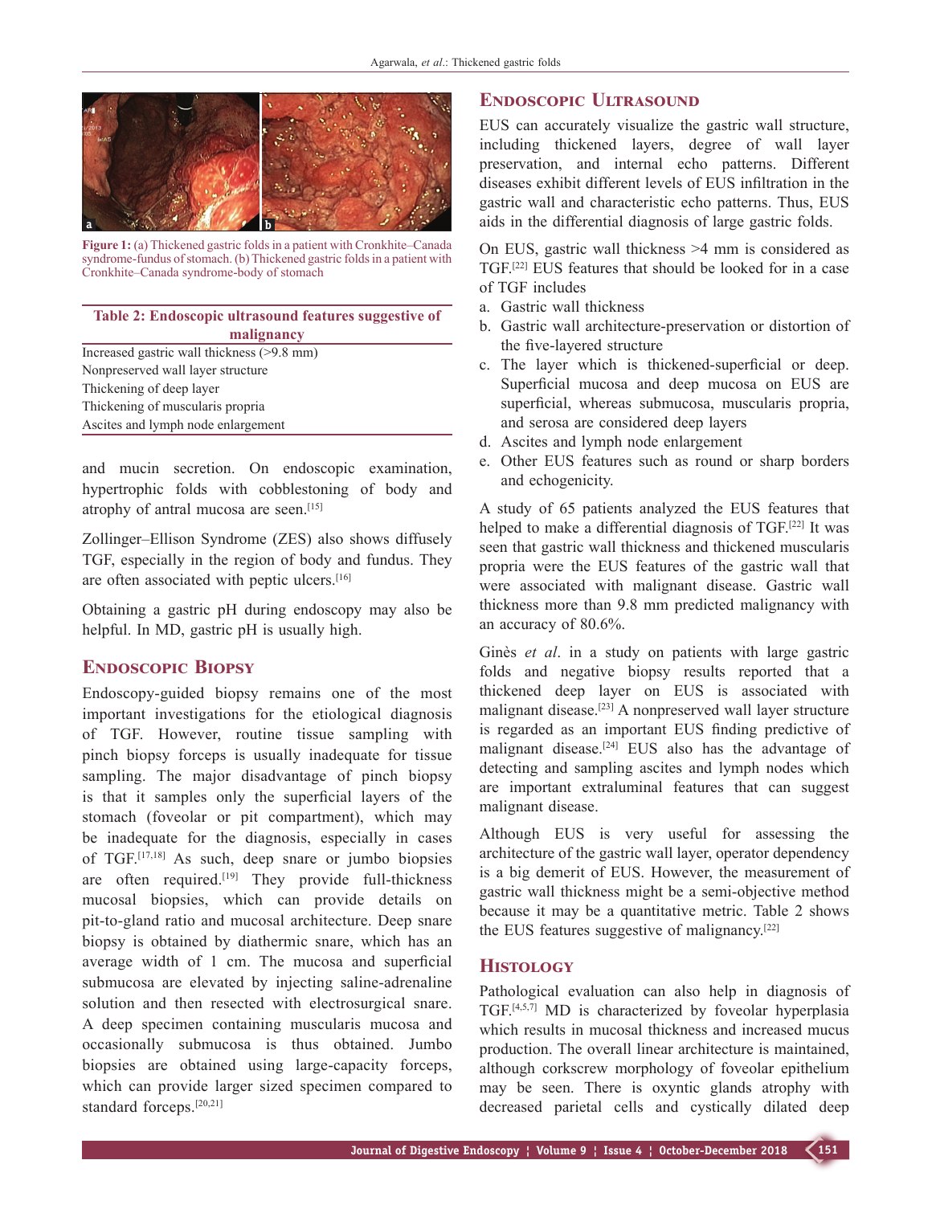Figure 1: (a) Thickened gastric folds in a patient with Cronkhite–Canada syndrome-fundus of stomach. (b) Thickened gastric folds in a patient with Cronkhite–Canada syndrome-body of stomach

| Table 2: Endoscopic ultrasound features suggestive of malignancy |
|---|
| Increased gastric wall thickness (>9.8 mm) |
| Nonpreserved wall layer structure |
| Thickening of deep layer |
| Thickening of muscularis propria |
| Ascites and lymph node enlargement |

and mucin secretion. On endoscopic examination, hypertrophic folds with cobblestoning of body and atrophy of antral mucosa are seen.[15]

Zollinger–Ellison Syndrome (ZES) also shows diffusely TGF, especially in the region of body and fundus. They are often associated with peptic ulcers.[16]

Obtaining a gastric pH during endoscopy may also be helpful. In MD, gastric pH is usually high.

## Endoscopic Biopsy

Endoscopy-guided biopsy remains one of the most important investigations for the etiological diagnosis of TGF. However, routine tissue sampling with pinch biopsy forceps is usually inadequate for tissue sampling. The major disadvantage of pinch biopsy is that it samples only the superficial layers of the stomach (foveolar or pit compartment), which may be inadequate for the diagnosis, especially in cases of TGF.[17,18] As such, deep snare or jumbo biopsies are often required.[19] They provide full-thickness mucosal biopsies, which can provide details on pit-to-gland ratio and mucosal architecture. Deep snare biopsy is obtained by diathermic snare, which has an average width of 1 cm. The mucosa and superficial submucosa are elevated by injecting saline-adrenaline solution and then resected with electrosurgical snare. A deep specimen containing muscularis mucosa and occasionally submucosa is thus obtained. Jumbo biopsies are obtained using large-capacity forceps, which can provide larger sized specimen compared to standard forceps.[20,21]

## Endoscopic Ultrasound

EUS can accurately visualize the gastric wall structure, including thickened layers, degree of wall layer preservation, and internal echo patterns. Different diseases exhibit different levels of EUS infiltration in the gastric wall and characteristic echo patterns. Thus, EUS aids in the differential diagnosis of large gastric folds.

On EUS, gastric wall thickness >4 mm is considered as TGF.[22] EUS features that should be looked for in a case of TGF includes

a. Gastric wall thickness
b. Gastric wall architecture-preservation or distortion of the five-layered structure
c. The layer which is thickened-superficial or deep. Superficial mucosa and deep mucosa on EUS are superficial, whereas submucosa, muscularis propria, and serosa are considered deep layers
d. Ascites and lymph node enlargement
e. Other EUS features such as round or sharp borders and echogenicity.

A study of 65 patients analyzed the EUS features that helped to make a differential diagnosis of TGF.[22] It was seen that gastric wall thickness and thickened muscularis propria were the EUS features of the gastric wall that were associated with malignant disease. Gastric wall thickness more than 9.8 mm predicted malignancy with an accuracy of 80.6%.

Ginès *et al*. in a study on patients with large gastric folds and negative biopsy results reported that a thickened deep layer on EUS is associated with malignant disease.[23] A nonpreserved wall layer structure is regarded as an important EUS finding predictive of malignant disease.[24] EUS also has the advantage of detecting and sampling ascites and lymph nodes which are important extraluminal features that can suggest malignant disease.

Although EUS is very useful for assessing the architecture of the gastric wall layer, operator dependency is a big demerit of EUS. However, the measurement of gastric wall thickness might be a semi-objective method because it may be a quantitative metric. Table 2 shows the EUS features suggestive of malignancy.[22]

## Histology

Pathological evaluation can also help in diagnosis of TGF.[4,5,7] MD is characterized by foveolar hyperplasia which results in mucosal thickness and increased mucus production. The overall linear architecture is maintained, although corkscrew morphology of foveolar epithelium may be seen. There is oxyntic glands atrophy with decreased parietal cells and cystically dilated deep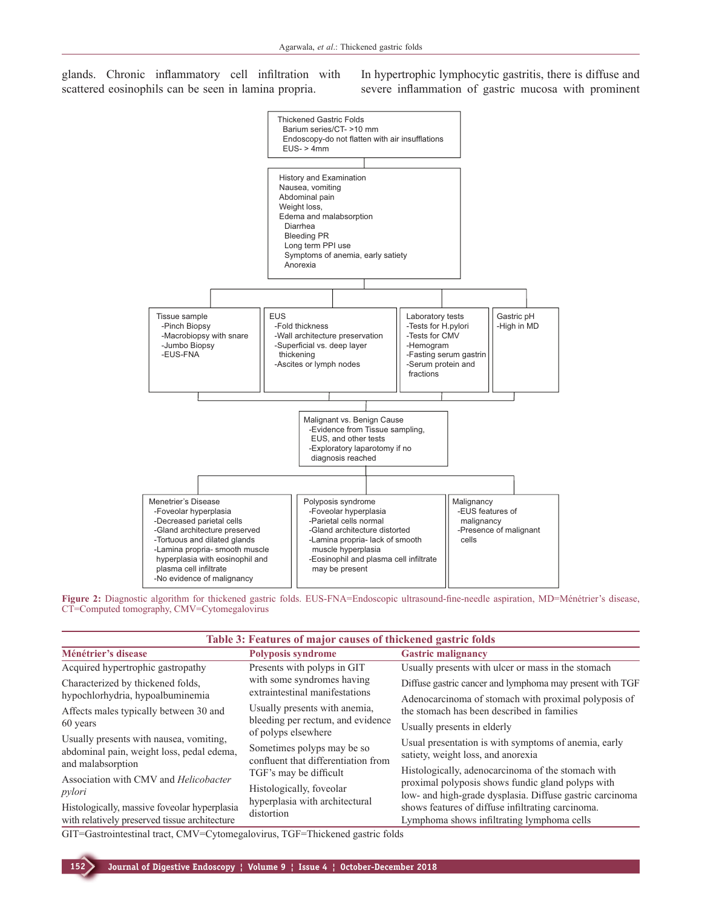glands. Chronic inflammatory cell infiltration with scattered eosinophils can be seen in lamina propria.

In hypertrophic lymphocytic gastritis, there is diffuse and severe inflammation of gastric mucosa with prominent

Thickened Gastric Folds
- Barium series/CT- >10 mm
- Endoscopy-do not flatten with air insufflations
- EUS- > 4mm

History and Examination
- Nausea, vomiting
- Abdominal pain
- Weight loss,
- Edema and malabsorption
  - Diarrhea
  - Bleeding PR
  - Long term PPI use
  - Symptoms of anemia, early satiety
  - Anorexia

Tissue sample
- -Pinch Biopsy
- -Macrobiopsy with snare
- -Jumbo Biopsy
- -EUS-FNA

EUS
- -Fold thickness
- -Wall architecture preservation
- -Superficial vs. deep layer thickening
- -Ascites or lymph nodes

Laboratory tests
- -Tests for H.pylori
- -Tests for CMV
- -Hemogram
- -Fasting serum gastrin
- -Serum protein and fractions

Gastric pH
- -High in MD

Malignant vs. Benign Cause
- -Evidence from Tissue sampling, EUS, and other tests
- -Exploratory laparotomy if no diagnosis reached

Menetrier's Disease
- -Foveolar hyperplasia
- -Decreased parietal cells
- -Gland architecture preserved
- -Tortuous and dilated glands
- -Lamina propria- smooth muscle hyperplasia with eosinophil and plasma cell infiltrate
- -No evidence of malignancy

Polyposis syndrome
- -Foveolar hyperplasia
- -Parietal cells normal
- -Gland architecture distorted
- -Lamina propria- lack of smooth muscle hyperplasia
- -Eosinophil and plasma cell infiltrate may be present

Malignancy
- -EUS features of malignancy
- -Presence of malignant cells

**Figure 2:** Diagnostic algorithm for thickened gastric folds. EUS-FNA=Endoscopic ultrasound-fine-needle aspiration, MD=Ménétrier's disease, CT=Computed tomography, CMV=Cytomegalovirus

**Table 3: Features of major causes of thickened gastric folds**

| Ménétrier's disease | Polyposis syndrome | Gastric malignancy |
|---|---|---|
| Acquired hypertrophic gastropathy | Presents with polyps in GIT with some syndromes having extraintestinal manifestations | Usually presents with ulcer or mass in the stomach |
| Characterized by thickened folds, hypochlorhydria, hypoalbuminemia | Usually presents with anemia, bleeding per rectum, and evidence of polyps elsewhere | Diffuse gastric cancer and lymphoma may present with TGF |
| Affects males typically between 30 and 60 years | Sometimes polyps may be so confluent that differentiation from TGF's may be difficult | Adenocarcinoma of stomach with proximal polyposis of the stomach has been described in families |
| Usually presents with nausea, vomiting, abdominal pain, weight loss, pedal edema, and malabsorption | Histologically, foveolar hyperplasia with architectural distortion | Usually presents in elderly |
| Association with CMV and *Helicobacter pylori* | | Usual presentation is with symptoms of anemia, early satiety, weight loss, and anorexia |
| Histologically, massive foveolar hyperplasia with relatively preserved tissue architecture | | Histologically, adenocarcinoma of the stomach with proximal polyposis shows fundic gland polyps with low- and high-grade dysplasia. Diffuse gastric carcinoma shows features of diffuse infiltrating carcinoma. Lymphoma shows infiltrating lymphoma cells |

GIT=Gastrointestinal tract, CMV=Cytomegalovirus, TGF=Thickened gastric folds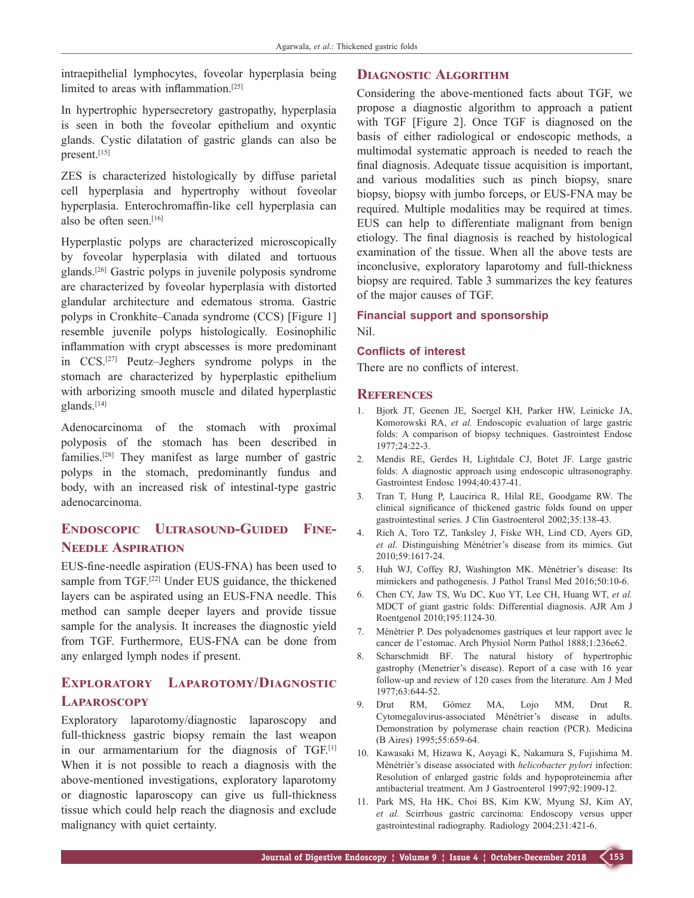intraepithelial lymphocytes, foveolar hyperplasia being limited to areas with inflammation.[25]

In hypertrophic hypersecretory gastropathy, hyperplasia is seen in both the foveolar epithelium and oxyntic glands. Cystic dilatation of gastric glands can also be present.[15]

ZES is characterized histologically by diffuse parietal cell hyperplasia and hypertrophy without foveolar hyperplasia. Enterochromaffin-like cell hyperplasia can also be often seen.[16]

Hyperplastic polyps are characterized microscopically by foveolar hyperplasia with dilated and tortuous glands.[26] Gastric polyps in juvenile polyposis syndrome are characterized by foveolar hyperplasia with distorted glandular architecture and edematous stroma. Gastric polyps in Cronkhite–Canada syndrome (CCS) [Figure 1] resemble juvenile polyps histologically. Eosinophilic inflammation with crypt abscesses is more predominant in CCS.[27] Peutz–Jeghers syndrome polyps in the stomach are characterized by hyperplastic epithelium with arborizing smooth muscle and dilated hyperplastic glands.[14]

Adenocarcinoma of the stomach with proximal polyposis of the stomach has been described in families.[28] They manifest as large number of gastric polyps in the stomach, predominantly fundus and body, with an increased risk of intestinal-type gastric adenocarcinoma.

## Endoscopic Ultrasound-Guided Fine-Needle Aspiration

EUS-fine-needle aspiration (EUS-FNA) has been used to sample from TGF.[22] Under EUS guidance, the thickened layers can be aspirated using an EUS-FNA needle. This method can sample deeper layers and provide tissue sample for the analysis. It increases the diagnostic yield from TGF. Furthermore, EUS-FNA can be done from any enlarged lymph nodes if present.

## Exploratory Laparotomy/Diagnostic Laparoscopy

Exploratory laparotomy/diagnostic laparoscopy and full-thickness gastric biopsy remain the last weapon in our armamentarium for the diagnosis of TGF.[1] When it is not possible to reach a diagnosis with the above-mentioned investigations, exploratory laparotomy or diagnostic laparoscopy can give us full-thickness tissue which could help reach the diagnosis and exclude malignancy with quiet certainty.

## Diagnostic Algorithm

Considering the above-mentioned facts about TGF, we propose a diagnostic algorithm to approach a patient with TGF [Figure 2]. Once TGF is diagnosed on the basis of either radiological or endoscopic methods, a multimodal systematic approach is needed to reach the final diagnosis. Adequate tissue acquisition is important, and various modalities such as pinch biopsy, snare biopsy, biopsy with jumbo forceps, or EUS-FNA may be required. Multiple modalities may be required at times. EUS can help to differentiate malignant from benign etiology. The final diagnosis is reached by histological examination of the tissue. When all the above tests are inconclusive, exploratory laparotomy and full-thickness biopsy are required. Table 3 summarizes the key features of the major causes of TGF.

### Financial support and sponsorship

Nil.

### Conflicts of interest

There are no conflicts of interest.

## References

1. Bjork JT, Geenen JE, Soergel KH, Parker HW, Leinicke JA, Komorowski RA, *et al.* Endoscopic evaluation of large gastric folds: A comparison of biopsy techniques. Gastrointest Endosc 1977;24:22-3.
2. Mendis RE, Gerdes H, Lightdale CJ, Botet JF. Large gastric folds: A diagnostic approach using endoscopic ultrasonography. Gastrointest Endosc 1994;40:437-41.
3. Tran T, Hung P, Laucirica R, Hilal RE, Goodgame RW. The clinical significance of thickened gastric folds found on upper gastrointestinal series. J Clin Gastroenterol 2002;35:138-43.
4. Rich A, Toro TZ, Tanksley J, Fiske WH, Lind CD, Ayers GD, *et al.* Distinguishing Ménétrier's disease from its mimics. Gut 2010;59:1617-24.
5. Huh WJ, Coffey RJ, Washington MK. Ménétrier's disease: Its mimickers and pathogenesis. J Pathol Transl Med 2016;50:10-6.
6. Chen CY, Jaw TS, Wu DC, Kuo YT, Lee CH, Huang WT, *et al.* MDCT of giant gastric folds: Differential diagnosis. AJR Am J Roentgenol 2010;195:1124-30.
7. Ménétrier P. Des polyadenomes gastriques et leur rapport avec le cancer de l'estomac. Arch Physiol Norm Pathol 1888;1:236e62.
8. Scharschmidt BF. The natural history of hypertrophic gastrophy (Menetrier's disease). Report of a case with 16 year follow-up and review of 120 cases from the literature. Am J Med 1977;63:644-52.
9. Drut RM, Gómez MA, Lojo MM, Drut R. Cytomegalovirus-associated Ménétrier's disease in adults. Demonstration by polymerase chain reaction (PCR). Medicina (B Aires) 1995;55:659-64.
10. Kawasaki M, Hizawa K, Aoyagi K, Nakamura S, Fujishima M. Ménétrièr's disease associated with *helicobacter pylori* infection: Resolution of enlarged gastric folds and hypoproteinemia after antibacterial treatment. Am J Gastroenterol 1997;92:1909-12.
11. Park MS, Ha HK, Choi BS, Kim KW, Myung SJ, Kim AY, *et al.* Scirrhous gastric carcinoma: Endoscopy versus upper gastrointestinal radiography. Radiology 2004;231:421-6.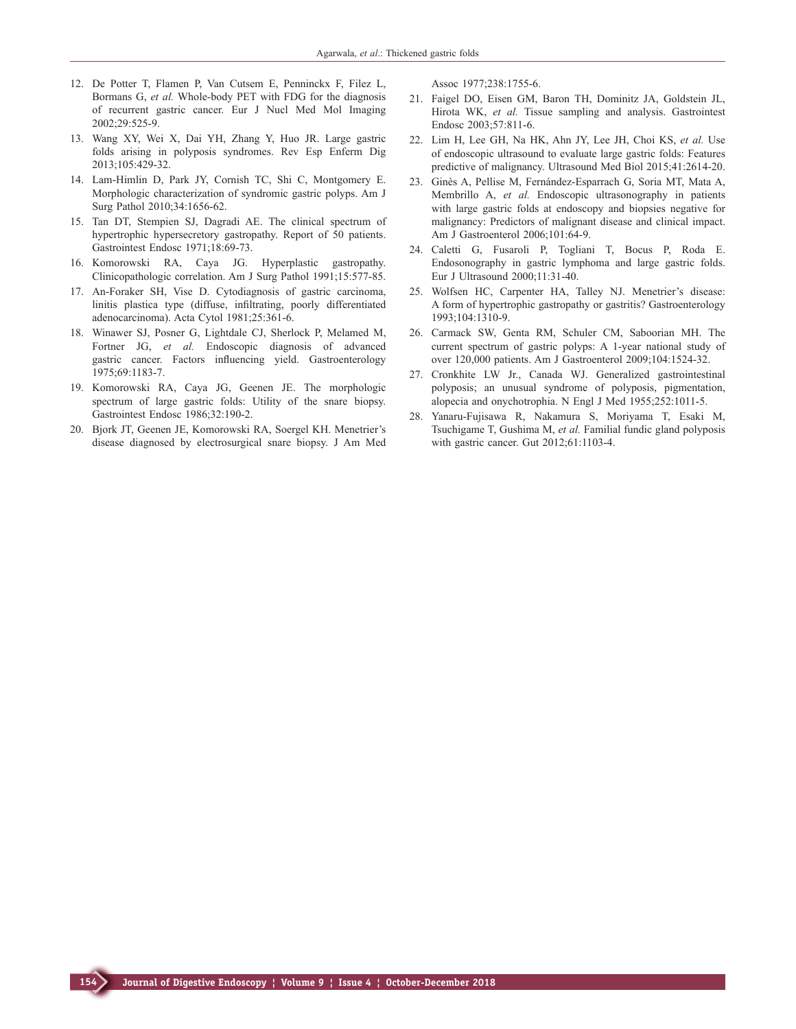12. De Potter T, Flamen P, Van Cutsem E, Penninckx F, Filez L, Bormans G, *et al.* Whole-body PET with FDG for the diagnosis of recurrent gastric cancer. Eur J Nucl Med Mol Imaging 2002;29:525-9.
13. Wang XY, Wei X, Dai YH, Zhang Y, Huo JR. Large gastric folds arising in polyposis syndromes. Rev Esp Enferm Dig 2013;105:429-32.
14. Lam-Himlin D, Park JY, Cornish TC, Shi C, Montgomery E. Morphologic characterization of syndromic gastric polyps. Am J Surg Pathol 2010;34:1656-62.
15. Tan DT, Stempien SJ, Dagradi AE. The clinical spectrum of hypertrophic hypersecretory gastropathy. Report of 50 patients. Gastrointest Endosc 1971;18:69-73.
16. Komorowski RA, Caya JG. Hyperplastic gastropathy. Clinicopathologic correlation. Am J Surg Pathol 1991;15:577-85.
17. An-Foraker SH, Vise D. Cytodiagnosis of gastric carcinoma, linitis plastica type (diffuse, infiltrating, poorly differentiated adenocarcinoma). Acta Cytol 1981;25:361-6.
18. Winawer SJ, Posner G, Lightdale CJ, Sherlock P, Melamed M, Fortner JG, *et al.* Endoscopic diagnosis of advanced gastric cancer. Factors influencing yield. Gastroenterology 1975;69:1183-7.
19. Komorowski RA, Caya JG, Geenen JE. The morphologic spectrum of large gastric folds: Utility of the snare biopsy. Gastrointest Endosc 1986;32:190-2.
20. Bjork JT, Geenen JE, Komorowski RA, Soergel KH. Menetrier's disease diagnosed by electrosurgical snare biopsy. J Am Med Assoc 1977;238:1755-6.
21. Faigel DO, Eisen GM, Baron TH, Dominitz JA, Goldstein JL, Hirota WK, *et al.* Tissue sampling and analysis. Gastrointest Endosc 2003;57:811-6.
22. Lim H, Lee GH, Na HK, Ahn JY, Lee JH, Choi KS, *et al.* Use of endoscopic ultrasound to evaluate large gastric folds: Features predictive of malignancy. Ultrasound Med Biol 2015;41:2614-20.
23. Ginès A, Pellise M, Fernández-Esparrach G, Soria MT, Mata A, Membrillo A, *et al.* Endoscopic ultrasonography in patients with large gastric folds at endoscopy and biopsies negative for malignancy: Predictors of malignant disease and clinical impact. Am J Gastroenterol 2006;101:64-9.
24. Caletti G, Fusaroli P, Togliani T, Bocus P, Roda E. Endosonography in gastric lymphoma and large gastric folds. Eur J Ultrasound 2000;11:31-40.
25. Wolfsen HC, Carpenter HA, Talley NJ. Menetrier's disease: A form of hypertrophic gastropathy or gastritis? Gastroenterology 1993;104:1310-9.
26. Carmack SW, Genta RM, Schuler CM, Saboorian MH. The current spectrum of gastric polyps: A 1-year national study of over 120,000 patients. Am J Gastroenterol 2009;104:1524-32.
27. Cronkhite LW Jr., Canada WJ. Generalized gastrointestinal polyposis; an unusual syndrome of polyposis, pigmentation, alopecia and onychotrophia. N Engl J Med 1955;252:1011-5.
28. Yanaru-Fujisawa R, Nakamura S, Moriyama T, Esaki M, Tsuchigame T, Gushima M, *et al.* Familial fundic gland polyposis with gastric cancer. Gut 2012;61:1103-4.